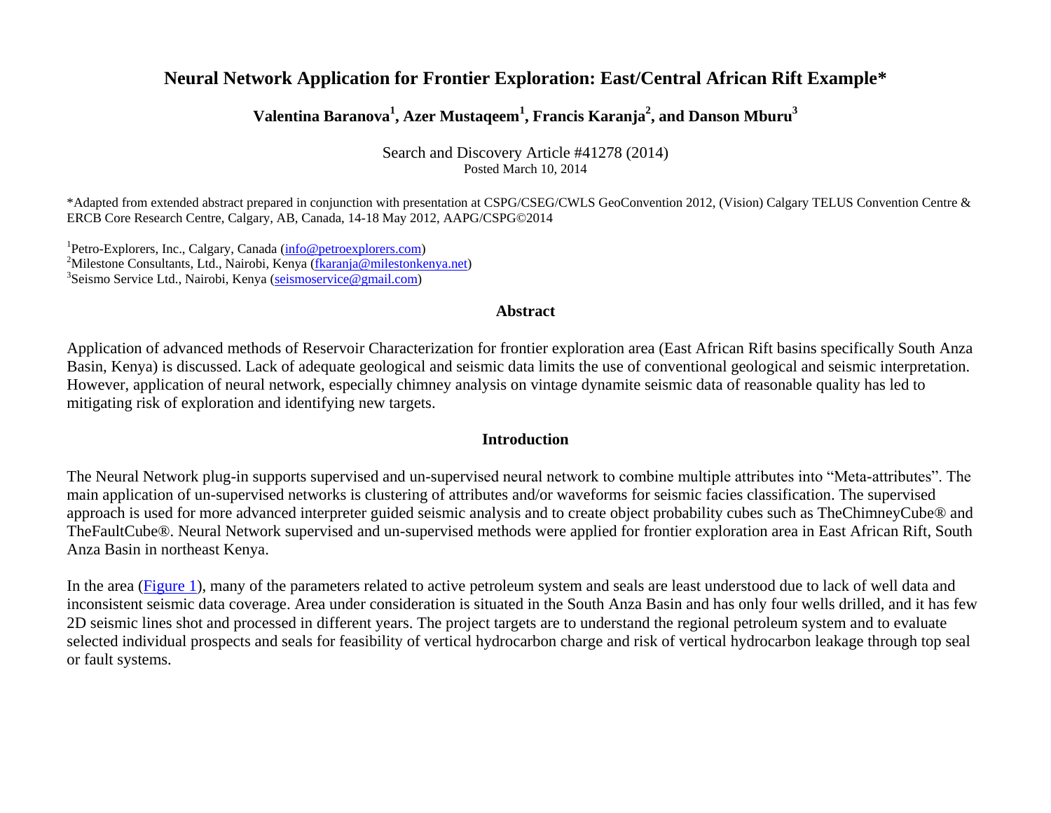# Neural Network Application for Frontier Exploration: East/Central African Rift Example*

**Valentina Baranova[1], Azer Mustaqeem[1], Francis Karanja[2], and Danson Mburu[3]**

Search and Discovery Article #41278 (2014)
Posted March 10, 2014

*Adapted from extended abstract prepared in conjunction with presentation at CSPG/CSEG/CWLS GeoConvention 2012, (Vision) Calgary TELUS Convention Centre & ERCB Core Research Centre, Calgary, AB, Canada, 14-18 May 2012, AAPG/CSPG©2014

[1]Petro-Explorers, Inc., Calgary, Canada (info@petroexplorers.com)
[2]Milestone Consultants, Ltd., Nairobi, Kenya (fkaranja@milestonkenya.net)
[3]Seismo Service Ltd., Nairobi, Kenya (seismoservice@gmail.com)

## Abstract

Application of advanced methods of Reservoir Characterization for frontier exploration area (East African Rift basins specifically South Anza Basin, Kenya) is discussed. Lack of adequate geological and seismic data limits the use of conventional geological and seismic interpretation. However, application of neural network, especially chimney analysis on vintage dynamite seismic data of reasonable quality has led to mitigating risk of exploration and identifying new targets.

## Introduction

The Neural Network plug-in supports supervised and un-supervised neural network to combine multiple attributes into "Meta-attributes". The main application of un-supervised networks is clustering of attributes and/or waveforms for seismic facies classification. The supervised approach is used for more advanced interpreter guided seismic analysis and to create object probability cubes such as TheChimneyCube® and TheFaultCube®. Neural Network supervised and un-supervised methods were applied for frontier exploration area in East African Rift, South Anza Basin in northeast Kenya.

In the area (Figure 1), many of the parameters related to active petroleum system and seals are least understood due to lack of well data and inconsistent seismic data coverage. Area under consideration is situated in the South Anza Basin and has only four wells drilled, and it has few 2D seismic lines shot and processed in different years. The project targets are to understand the regional petroleum system and to evaluate selected individual prospects and seals for feasibility of vertical hydrocarbon charge and risk of vertical hydrocarbon leakage through top seal or fault systems.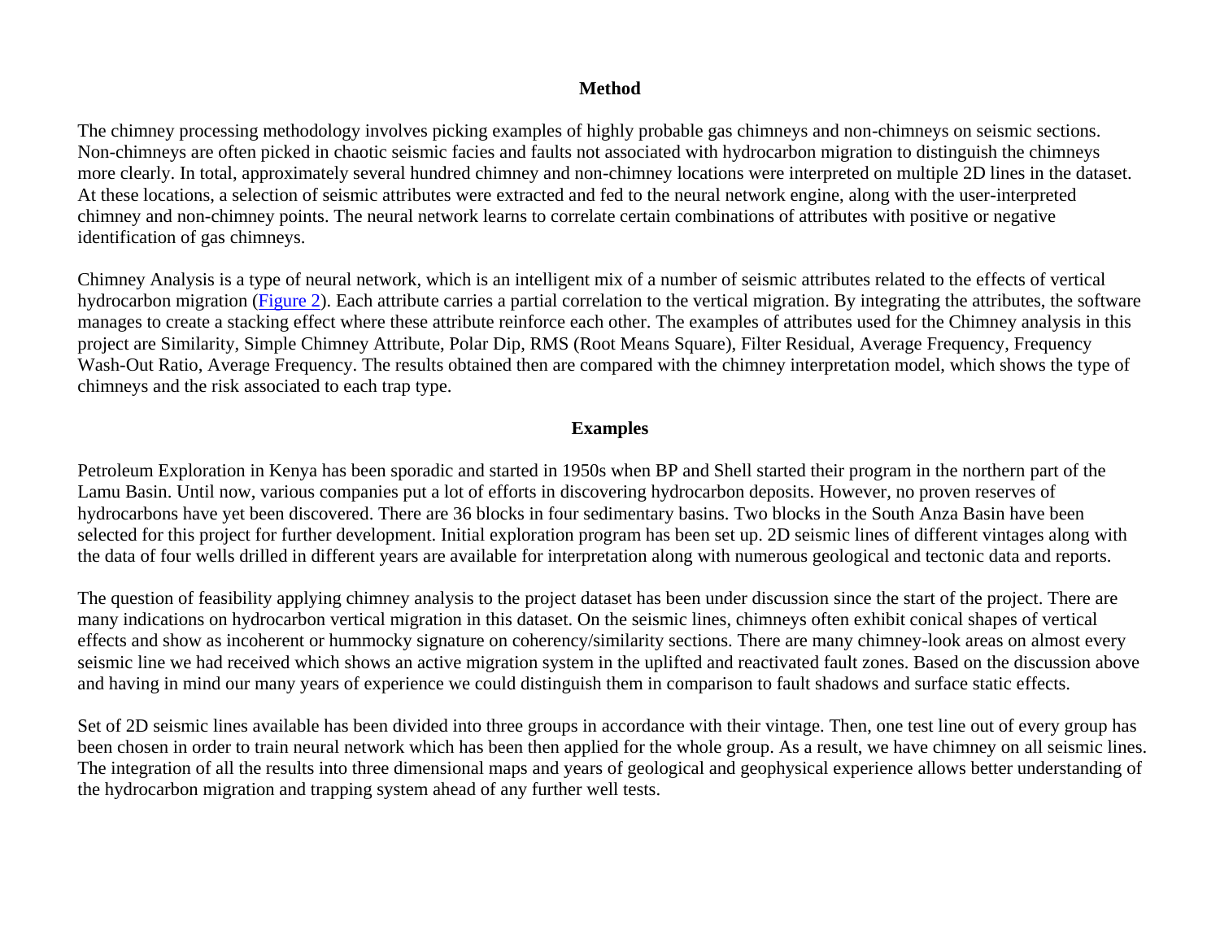## Method

The chimney processing methodology involves picking examples of highly probable gas chimneys and non-chimneys on seismic sections. Non-chimneys are often picked in chaotic seismic facies and faults not associated with hydrocarbon migration to distinguish the chimneys more clearly. In total, approximately several hundred chimney and non-chimney locations were interpreted on multiple 2D lines in the dataset. At these locations, a selection of seismic attributes were extracted and fed to the neural network engine, along with the user-interpreted chimney and non-chimney points. The neural network learns to correlate certain combinations of attributes with positive or negative identification of gas chimneys.

Chimney Analysis is a type of neural network, which is an intelligent mix of a number of seismic attributes related to the effects of vertical hydrocarbon migration (Figure 2). Each attribute carries a partial correlation to the vertical migration. By integrating the attributes, the software manages to create a stacking effect where these attribute reinforce each other. The examples of attributes used for the Chimney analysis in this project are Similarity, Simple Chimney Attribute, Polar Dip, RMS (Root Means Square), Filter Residual, Average Frequency, Frequency Wash-Out Ratio, Average Frequency. The results obtained then are compared with the chimney interpretation model, which shows the type of chimneys and the risk associated to each trap type.

## Examples

Petroleum Exploration in Kenya has been sporadic and started in 1950s when BP and Shell started their program in the northern part of the Lamu Basin. Until now, various companies put a lot of efforts in discovering hydrocarbon deposits. However, no proven reserves of hydrocarbons have yet been discovered. There are 36 blocks in four sedimentary basins. Two blocks in the South Anza Basin have been selected for this project for further development. Initial exploration program has been set up. 2D seismic lines of different vintages along with the data of four wells drilled in different years are available for interpretation along with numerous geological and tectonic data and reports.

The question of feasibility applying chimney analysis to the project dataset has been under discussion since the start of the project. There are many indications on hydrocarbon vertical migration in this dataset. On the seismic lines, chimneys often exhibit conical shapes of vertical effects and show as incoherent or hummocky signature on coherency/similarity sections. There are many chimney-look areas on almost every seismic line we had received which shows an active migration system in the uplifted and reactivated fault zones. Based on the discussion above and having in mind our many years of experience we could distinguish them in comparison to fault shadows and surface static effects.

Set of 2D seismic lines available has been divided into three groups in accordance with their vintage. Then, one test line out of every group has been chosen in order to train neural network which has been then applied for the whole group. As a result, we have chimney on all seismic lines. The integration of all the results into three dimensional maps and years of geological and geophysical experience allows better understanding of the hydrocarbon migration and trapping system ahead of any further well tests.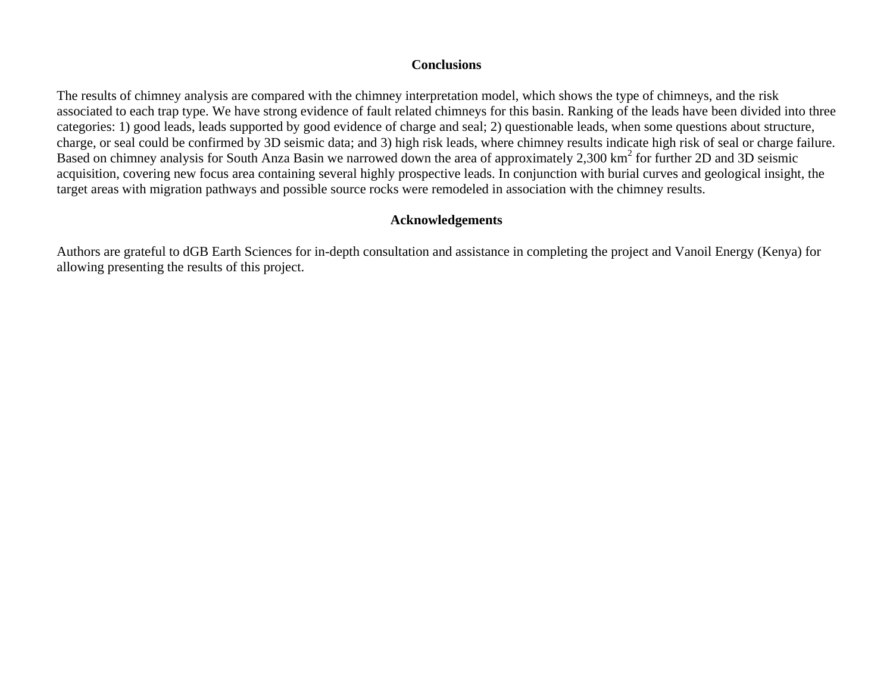## Conclusions

The results of chimney analysis are compared with the chimney interpretation model, which shows the type of chimneys, and the risk associated to each trap type. We have strong evidence of fault related chimneys for this basin. Ranking of the leads have been divided into three categories: 1) good leads, leads supported by good evidence of charge and seal; 2) questionable leads, when some questions about structure, charge, or seal could be confirmed by 3D seismic data; and 3) high risk leads, where chimney results indicate high risk of seal or charge failure. Based on chimney analysis for South Anza Basin we narrowed down the area of approximately 2,300 $km^2$ for further 2D and 3D seismic acquisition, covering new focus area containing several highly prospective leads. In conjunction with burial curves and geological insight, the target areas with migration pathways and possible source rocks were remodeled in association with the chimney results.

## Acknowledgements

Authors are grateful to dGB Earth Sciences for in-depth consultation and assistance in completing the project and Vanoil Energy (Kenya) for allowing presenting the results of this project.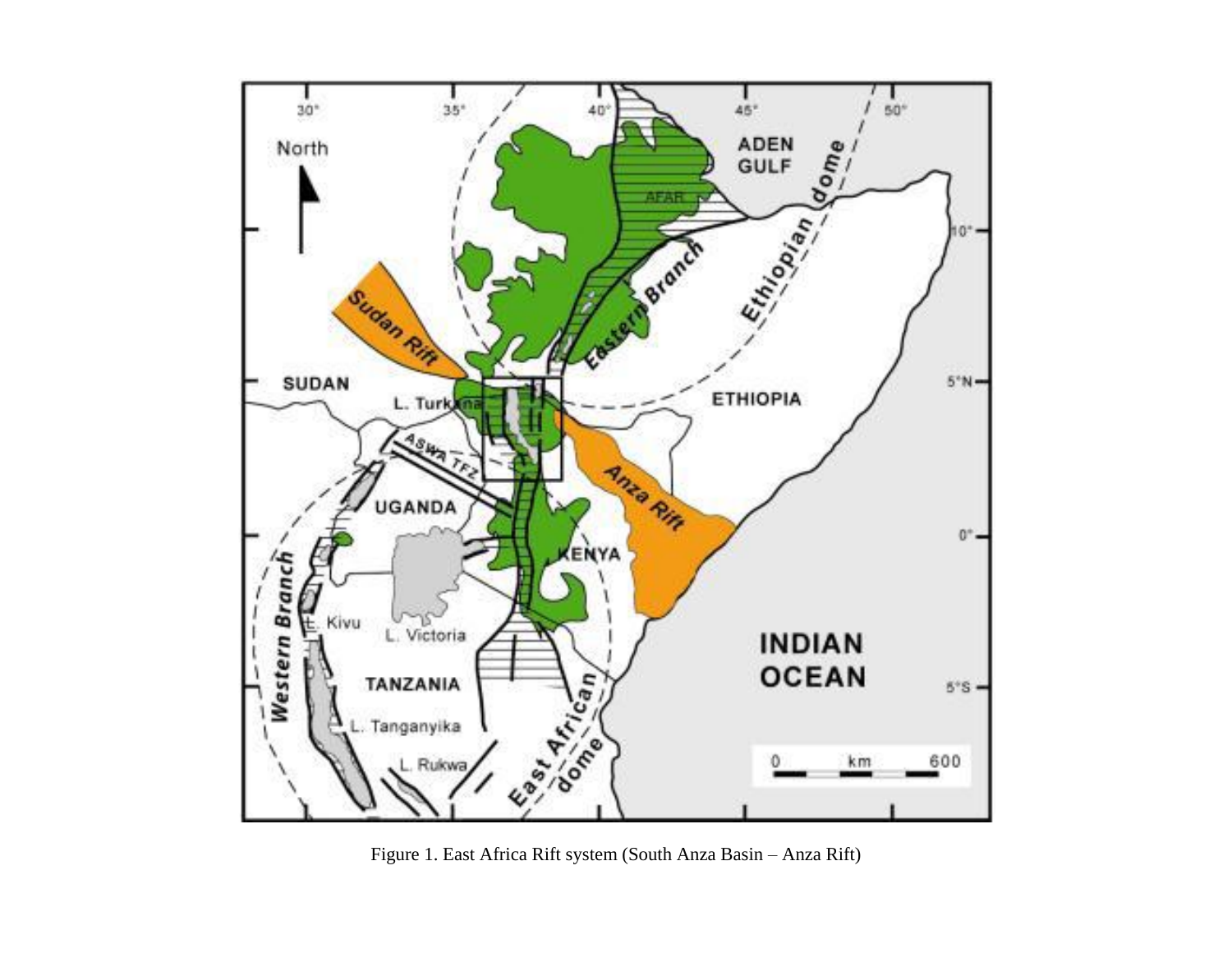Figure 1. East Africa Rift system (South Anza Basin – Anza Rift)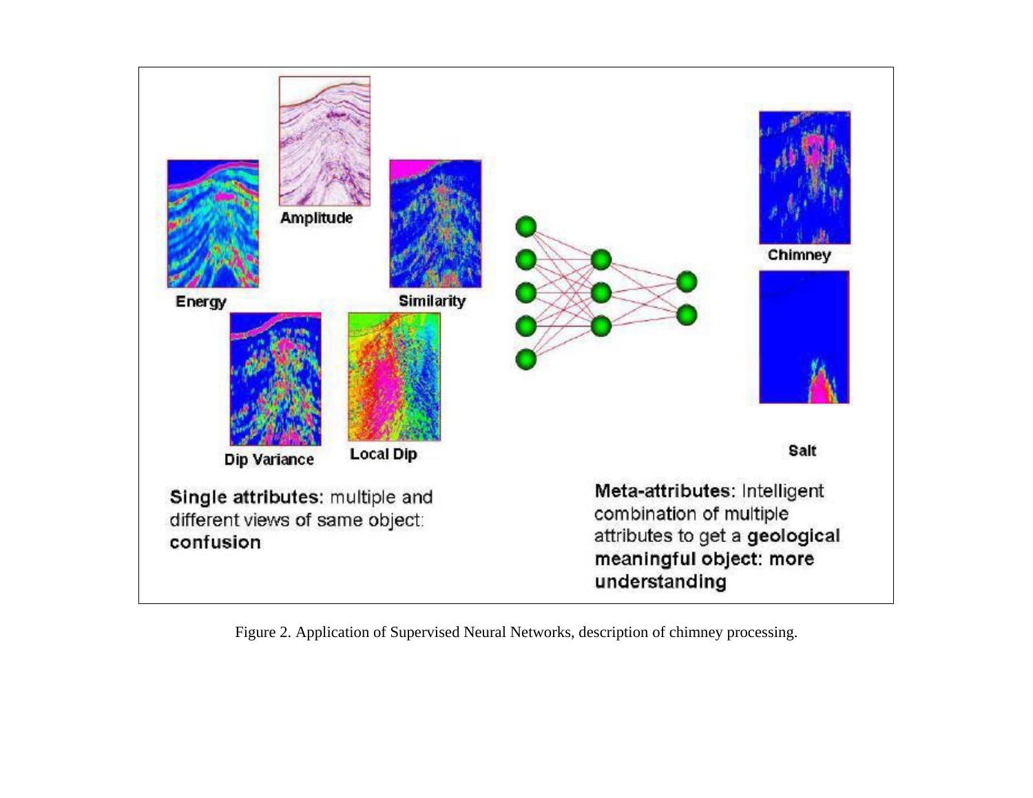Amplitude

Energy

Similarity

Dip Variance

Local Dip

Chimney

Salt

**Single attributes:** multiple and different views of same object: **confusion**

**Meta-attributes:** Intelligent combination of multiple attributes to get a **geological meaningful object: more understanding**

Figure 2. Application of Supervised Neural Networks, description of chimney processing.